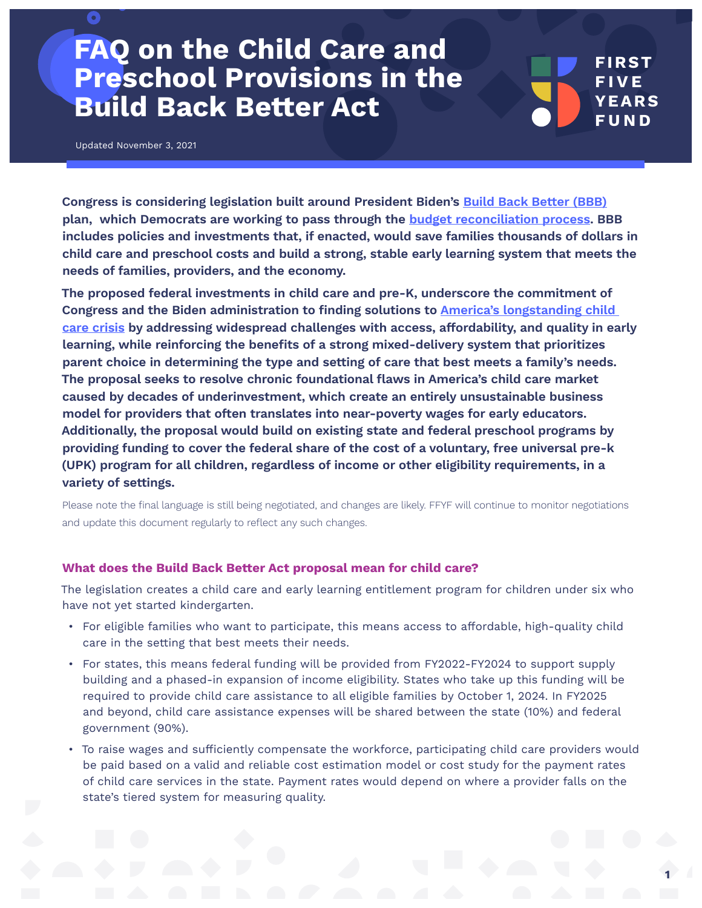# FAQ on the Child Care and Preschool Provisions in the Build Back Better Act

Updated November 3, 2021

**Congress is considering legislation built around President Biden's Build Back Better (BBB) plan, which Democrats are working to pass through the budget reconciliation process. BBB includes policies and investments that, if enacted, would save families thousands of dollars in child care and preschool costs and build a strong, stable early learning system that meets the needs of families, providers, and the economy.**

**The proposed federal investments in child care and pre-K, underscore the commitment of Congress and the Biden administration to finding solutions to America's longstanding child care crisis by addressing widespread challenges with access, affordability, and quality in early learning, while reinforcing the benefits of a strong mixed-delivery system that prioritizes parent choice in determining the type and setting of care that best meets a family's needs. The proposal seeks to resolve chronic foundational flaws in America's child care market caused by decades of underinvestment, which create an entirely unsustainable business model for providers that often translates into near-poverty wages for early educators. Additionally, the proposal would build on existing state and federal preschool programs by providing funding to cover the federal share of the cost of a voluntary, free universal pre-k (UPK) program for all children, regardless of income or other eligibility requirements, in a variety of settings.**

Please note the final language is still being negotiated, and changes are likely. FFYF will continue to monitor negotiations and update this document regularly to reflect any such changes.

### What does the Build Back Better Act proposal mean for child care?

The legislation creates a child care and early learning entitlement program for children under six who have not yet started kindergarten.

- For eligible families who want to participate, this means access to affordable, high-quality child care in the setting that best meets their needs.
- For states, this means federal funding will be provided from FY2022-FY2024 to support supply building and a phased-in expansion of income eligibility. States who take up this funding will be required to provide child care assistance to all eligible families by October 1, 2024. In FY2025 and beyond, child care assistance expenses will be shared between the state (10%) and federal government (90%).
- To raise wages and sufficiently compensate the workforce, participating child care providers would be paid based on a valid and reliable cost estimation model or cost study for the payment rates of child care services in the state. Payment rates would depend on where a provider falls on the state's tiered system for measuring quality.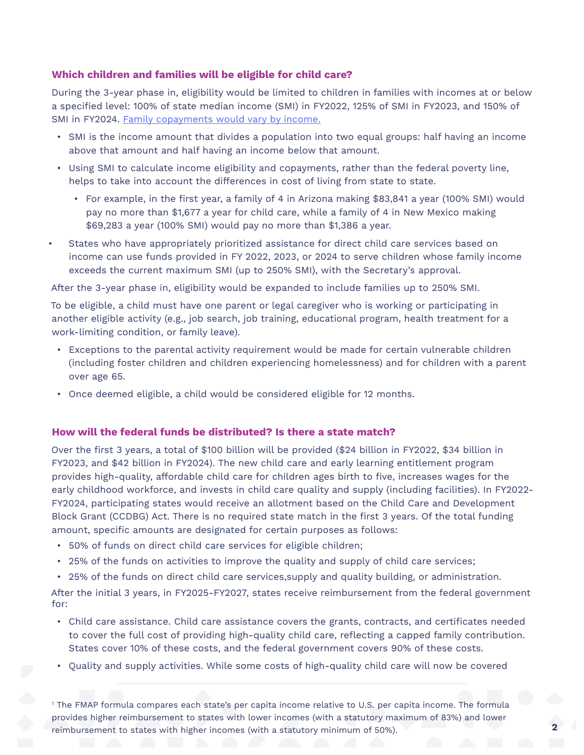### Which children and families will be eligible for child care?

During the 3-year phase in, eligibility would be limited to children in families with incomes at or below a specified level: 100% of state median income (SMI) in FY2022, 125% of SMI in FY2023, and 150% of SMI in FY2024. [Family copayments would vary by income.]

- SMI is the income amount that divides a population into two equal groups: half having an income above that amount and half having an income below that amount.
- Using SMI to calculate income eligibility and copayments, rather than the federal poverty line, helps to take into account the differences in cost of living from state to state.
  - For example, in the first year, a family of 4 in Arizona making $83,841 a year (100% SMI) would pay no more than $1,677 a year for child care, while a family of 4 in New Mexico making $69,283 a year (100% SMI) would pay no more than $1,386 a year.
- States who have appropriately prioritized assistance for direct child care services based on income can use funds provided in FY 2022, 2023, or 2024 to serve children whose family income exceeds the current maximum SMI (up to 250% SMI), with the Secretary's approval.

After the 3-year phase in, eligibility would be expanded to include families up to 250% SMI.

To be eligible, a child must have one parent or legal caregiver who is working or participating in another eligible activity (e.g., job search, job training, educational program, health treatment for a work-limiting condition, or family leave).

- Exceptions to the parental activity requirement would be made for certain vulnerable children (including foster children and children experiencing homelessness) and for children with a parent over age 65.
- Once deemed eligible, a child would be considered eligible for 12 months.

### How will the federal funds be distributed? Is there a state match?

Over the first 3 years, a total of $100 billion will be provided ($24 billion in FY2022, $34 billion in FY2023, and $42 billion in FY2024). The new child care and early learning entitlement program provides high-quality, affordable child care for children ages birth to five, increases wages for the early childhood workforce, and invests in child care quality and supply (including facilities). In FY2022-FY2024, participating states would receive an allotment based on the Child Care and Development Block Grant (CCDBG) Act. There is no required state match in the first 3 years. Of the total funding amount, specific amounts are designated for certain purposes as follows:

- 50% of funds on direct child care services for eligible children;
- 25% of the funds on activities to improve the quality and supply of child care services;
- 25% of the funds on direct child care services,supply and quality building, or administration.

After the initial 3 years, in FY2025-FY2027, states receive reimbursement from the federal government for:

- Child care assistance. Child care assistance covers the grants, contracts, and certificates needed to cover the full cost of providing high-quality child care, reflecting a capped family contribution. States cover 10% of these costs, and the federal government covers 90% of these costs.
- Quality and supply activities. While some costs of high-quality child care will now be covered

[1] The FMAP formula compares each state's per capita income relative to U.S. per capita income. The formula provides higher reimbursement to states with lower incomes (with a statutory maximum of 83%) and lower reimbursement to states with higher incomes (with a statutory minimum of 50%).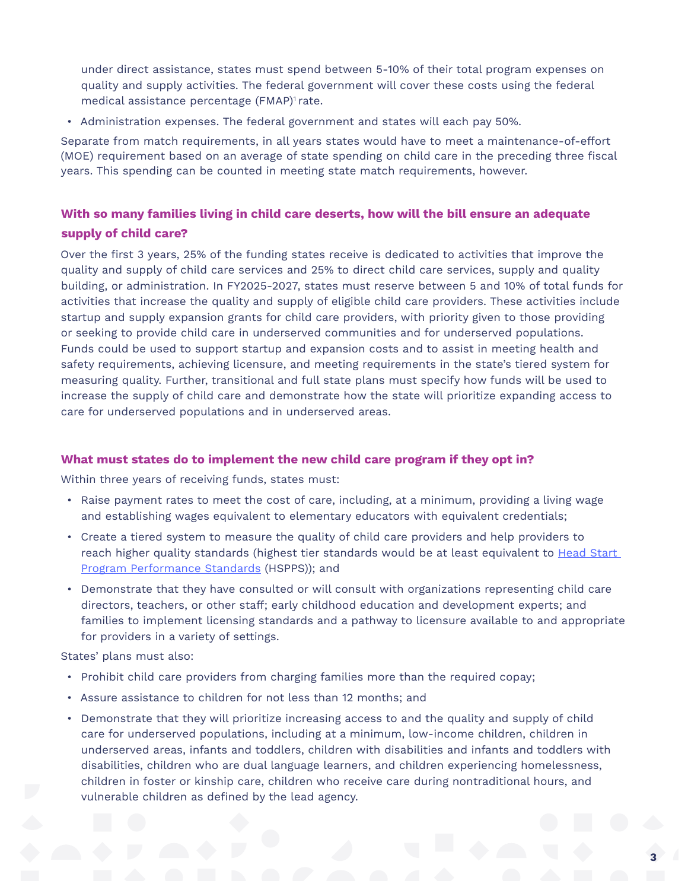under direct assistance, states must spend between 5-10% of their total program expenses on quality and supply activities. The federal government will cover these costs using the federal medical assistance percentage (FMAP)[1] rate.

- Administration expenses. The federal government and states will each pay 50%.

Separate from match requirements, in all years states would have to meet a maintenance-of-effort (MOE) requirement based on an average of state spending on child care in the preceding three fiscal years. This spending can be counted in meeting state match requirements, however.

### With so many families living in child care deserts, how will the bill ensure an adequate supply of child care?

Over the first 3 years, 25% of the funding states receive is dedicated to activities that improve the quality and supply of child care services and 25% to direct child care services, supply and quality building, or administration. In FY2025-2027, states must reserve between 5 and 10% of total funds for activities that increase the quality and supply of eligible child care providers. These activities include startup and supply expansion grants for child care providers, with priority given to those providing or seeking to provide child care in underserved communities and for underserved populations. Funds could be used to support startup and expansion costs and to assist in meeting health and safety requirements, achieving licensure, and meeting requirements in the state's tiered system for measuring quality. Further, transitional and full state plans must specify how funds will be used to increase the supply of child care and demonstrate how the state will prioritize expanding access to care for underserved populations and in underserved areas.

### What must states do to implement the new child care program if they opt in?

Within three years of receiving funds, states must:

- Raise payment rates to meet the cost of care, including, at a minimum, providing a living wage and establishing wages equivalent to elementary educators with equivalent credentials;
- Create a tiered system to measure the quality of child care providers and help providers to reach higher quality standards (highest tier standards would be at least equivalent to Head Start Program Performance Standards (HSPPS)); and
- Demonstrate that they have consulted or will consult with organizations representing child care directors, teachers, or other staff; early childhood education and development experts; and families to implement licensing standards and a pathway to licensure available to and appropriate for providers in a variety of settings.

States' plans must also:

- Prohibit child care providers from charging families more than the required copay;
- Assure assistance to children for not less than 12 months; and
- Demonstrate that they will prioritize increasing access to and the quality and supply of child care for underserved populations, including at a minimum, low-income children, children in underserved areas, infants and toddlers, children with disabilities and infants and toddlers with disabilities, children who are dual language learners, and children experiencing homelessness, children in foster or kinship care, children who receive care during nontraditional hours, and vulnerable children as defined by the lead agency.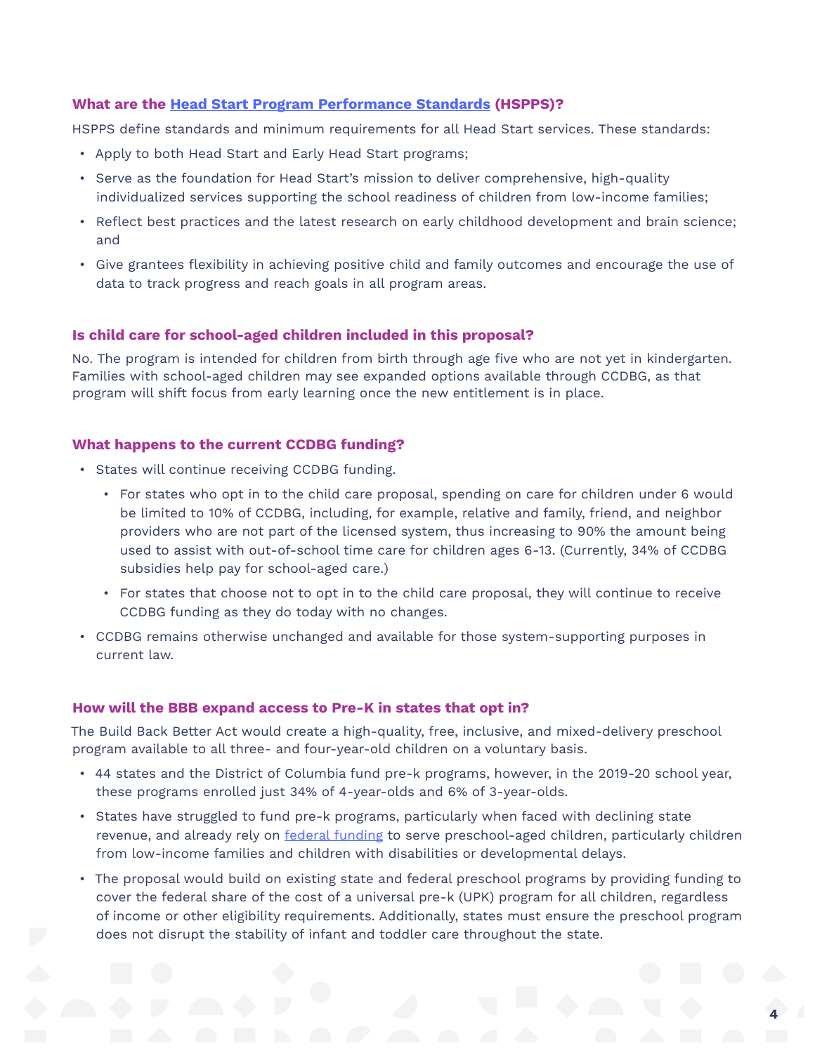### What are the Head Start Program Performance Standards (HSPPS)?

HSPPS define standards and minimum requirements for all Head Start services. These standards:

- Apply to both Head Start and Early Head Start programs;
- Serve as the foundation for Head Start's mission to deliver comprehensive, high-quality individualized services supporting the school readiness of children from low-income families;
- Reflect best practices and the latest research on early childhood development and brain science; and
- Give grantees flexibility in achieving positive child and family outcomes and encourage the use of data to track progress and reach goals in all program areas.

### Is child care for school-aged children included in this proposal?

No. The program is intended for children from birth through age five who are not yet in kindergarten. Families with school-aged children may see expanded options available through CCDBG, as that program will shift focus from early learning once the new entitlement is in place.

### What happens to the current CCDBG funding?

- States will continue receiving CCDBG funding.
  - For states who opt in to the child care proposal, spending on care for children under 6 would be limited to 10% of CCDBG, including, for example, relative and family, friend, and neighbor providers who are not part of the licensed system, thus increasing to 90% the amount being used to assist with out-of-school time care for children ages 6-13. (Currently, 34% of CCDBG subsidies help pay for school-aged care.)
  - For states that choose not to opt in to the child care proposal, they will continue to receive CCDBG funding as they do today with no changes.
- CCDBG remains otherwise unchanged and available for those system-supporting purposes in current law.

### How will the BBB expand access to Pre-K in states that opt in?

The Build Back Better Act would create a high-quality, free, inclusive, and mixed-delivery preschool program available to all three- and four-year-old children on a voluntary basis.

- 44 states and the District of Columbia fund pre-k programs, however, in the 2019-20 school year, these programs enrolled just 34% of 4-year-olds and 6% of 3-year-olds.
- States have struggled to fund pre-k programs, particularly when faced with declining state revenue, and already rely on federal funding to serve preschool-aged children, particularly children from low-income families and children with disabilities or developmental delays.
- The proposal would build on existing state and federal preschool programs by providing funding to cover the federal share of the cost of a universal pre-k (UPK) program for all children, regardless of income or other eligibility requirements. Additionally, states must ensure the preschool program does not disrupt the stability of infant and toddler care throughout the state.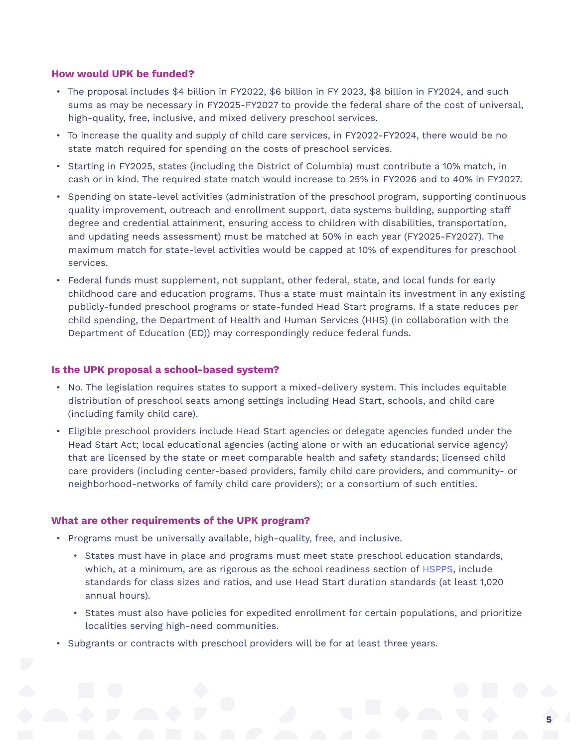### How would UPK be funded?

- The proposal includes $4 billion in FY2022, $6 billion in FY 2023, $8 billion in FY2024, and such sums as may be necessary in FY2025-FY2027 to provide the federal share of the cost of universal, high-quality, free, inclusive, and mixed delivery preschool services.
- To increase the quality and supply of child care services, in FY2022-FY2024, there would be no state match required for spending on the costs of preschool services.
- Starting in FY2025, states (including the District of Columbia) must contribute a 10% match, in cash or in kind. The required state match would increase to 25% in FY2026 and to 40% in FY2027.
- Spending on state-level activities (administration of the preschool program, supporting continuous quality improvement, outreach and enrollment support, data systems building, supporting staff degree and credential attainment, ensuring access to children with disabilities, transportation, and updating needs assessment) must be matched at 50% in each year (FY2025-FY2027). The maximum match for state-level activities would be capped at 10% of expenditures for preschool services.
- Federal funds must supplement, not supplant, other federal, state, and local funds for early childhood care and education programs. Thus a state must maintain its investment in any existing publicly-funded preschool programs or state-funded Head Start programs. If a state reduces per child spending, the Department of Health and Human Services (HHS) (in collaboration with the Department of Education (ED)) may correspondingly reduce federal funds.

### Is the UPK proposal a school-based system?

- No. The legislation requires states to support a mixed-delivery system. This includes equitable distribution of preschool seats among settings including Head Start, schools, and child care (including family child care).
- Eligible preschool providers include Head Start agencies or delegate agencies funded under the Head Start Act; local educational agencies (acting alone or with an educational service agency) that are licensed by the state or meet comparable health and safety standards; licensed child care providers (including center-based providers, family child care providers, and community- or neighborhood-networks of family child care providers); or a consortium of such entities.

### What are other requirements of the UPK program?

- Programs must be universally available, high-quality, free, and inclusive.
  - States must have in place and programs must meet state preschool education standards, which, at a minimum, are as rigorous as the school readiness section of HSPPS, include standards for class sizes and ratios, and use Head Start duration standards (at least 1,020 annual hours).
  - States must also have policies for expedited enrollment for certain populations, and prioritize localities serving high-need communities.
- Subgrants or contracts with preschool providers will be for at least three years.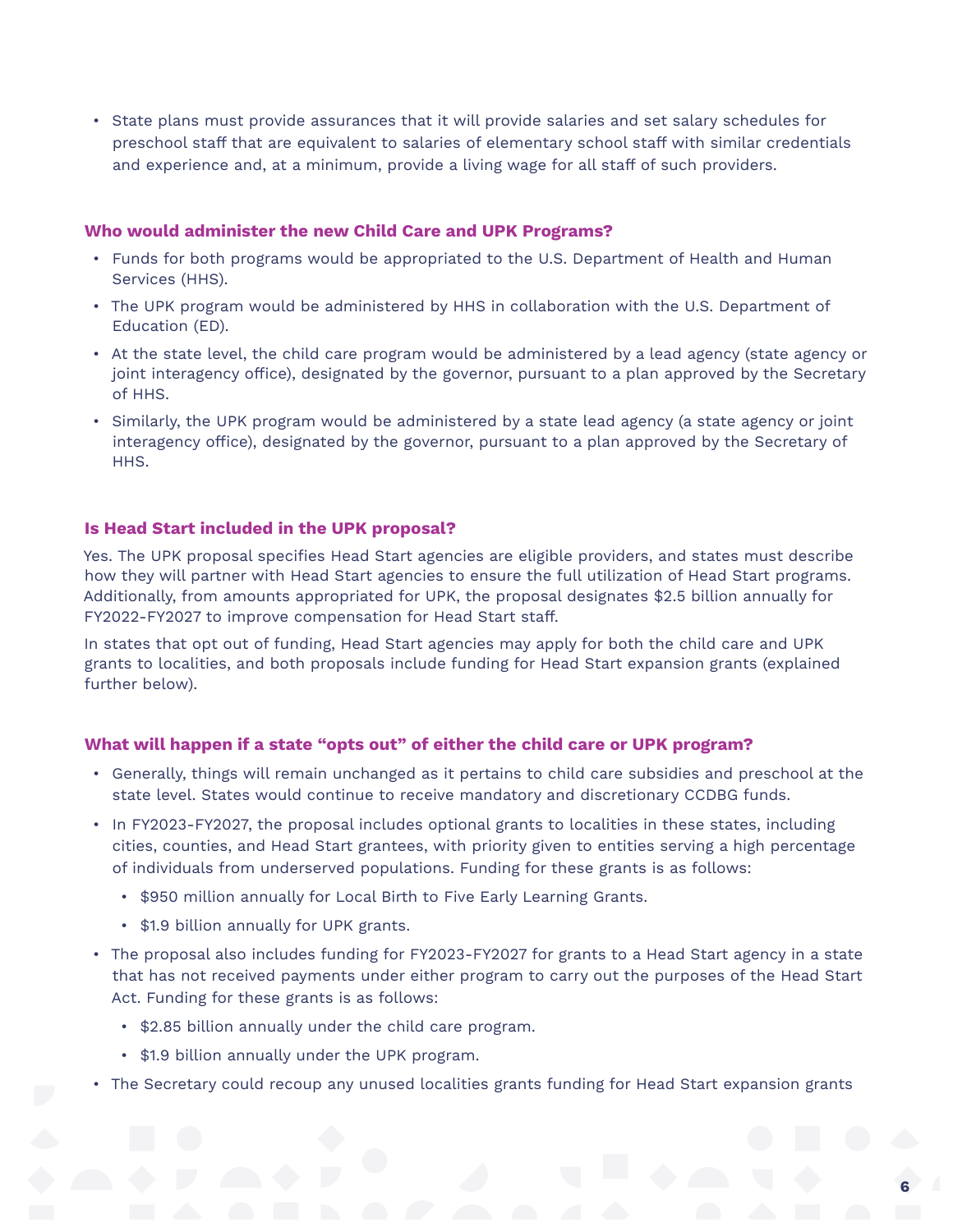- State plans must provide assurances that it will provide salaries and set salary schedules for preschool staff that are equivalent to salaries of elementary school staff with similar credentials and experience and, at a minimum, provide a living wage for all staff of such providers.

### Who would administer the new Child Care and UPK Programs?

- Funds for both programs would be appropriated to the U.S. Department of Health and Human Services (HHS).
- The UPK program would be administered by HHS in collaboration with the U.S. Department of Education (ED).
- At the state level, the child care program would be administered by a lead agency (state agency or joint interagency office), designated by the governor, pursuant to a plan approved by the Secretary of HHS.
- Similarly, the UPK program would be administered by a state lead agency (a state agency or joint interagency office), designated by the governor, pursuant to a plan approved by the Secretary of HHS.

### Is Head Start included in the UPK proposal?

Yes. The UPK proposal specifies Head Start agencies are eligible providers, and states must describe how they will partner with Head Start agencies to ensure the full utilization of Head Start programs. Additionally, from amounts appropriated for UPK, the proposal designates $2.5 billion annually for FY2022-FY2027 to improve compensation for Head Start staff.

In states that opt out of funding, Head Start agencies may apply for both the child care and UPK grants to localities, and both proposals include funding for Head Start expansion grants (explained further below).

### What will happen if a state "opts out" of either the child care or UPK program?

- Generally, things will remain unchanged as it pertains to child care subsidies and preschool at the state level. States would continue to receive mandatory and discretionary CCDBG funds.
- In FY2023-FY2027, the proposal includes optional grants to localities in these states, including cities, counties, and Head Start grantees, with priority given to entities serving a high percentage of individuals from underserved populations. Funding for these grants is as follows:
  - $950 million annually for Local Birth to Five Early Learning Grants.
  - $1.9 billion annually for UPK grants.
- The proposal also includes funding for FY2023-FY2027 for grants to a Head Start agency in a state that has not received payments under either program to carry out the purposes of the Head Start Act. Funding for these grants is as follows:
  - $2.85 billion annually under the child care program.
  - $1.9 billion annually under the UPK program.
- The Secretary could recoup any unused localities grants funding for Head Start expansion grants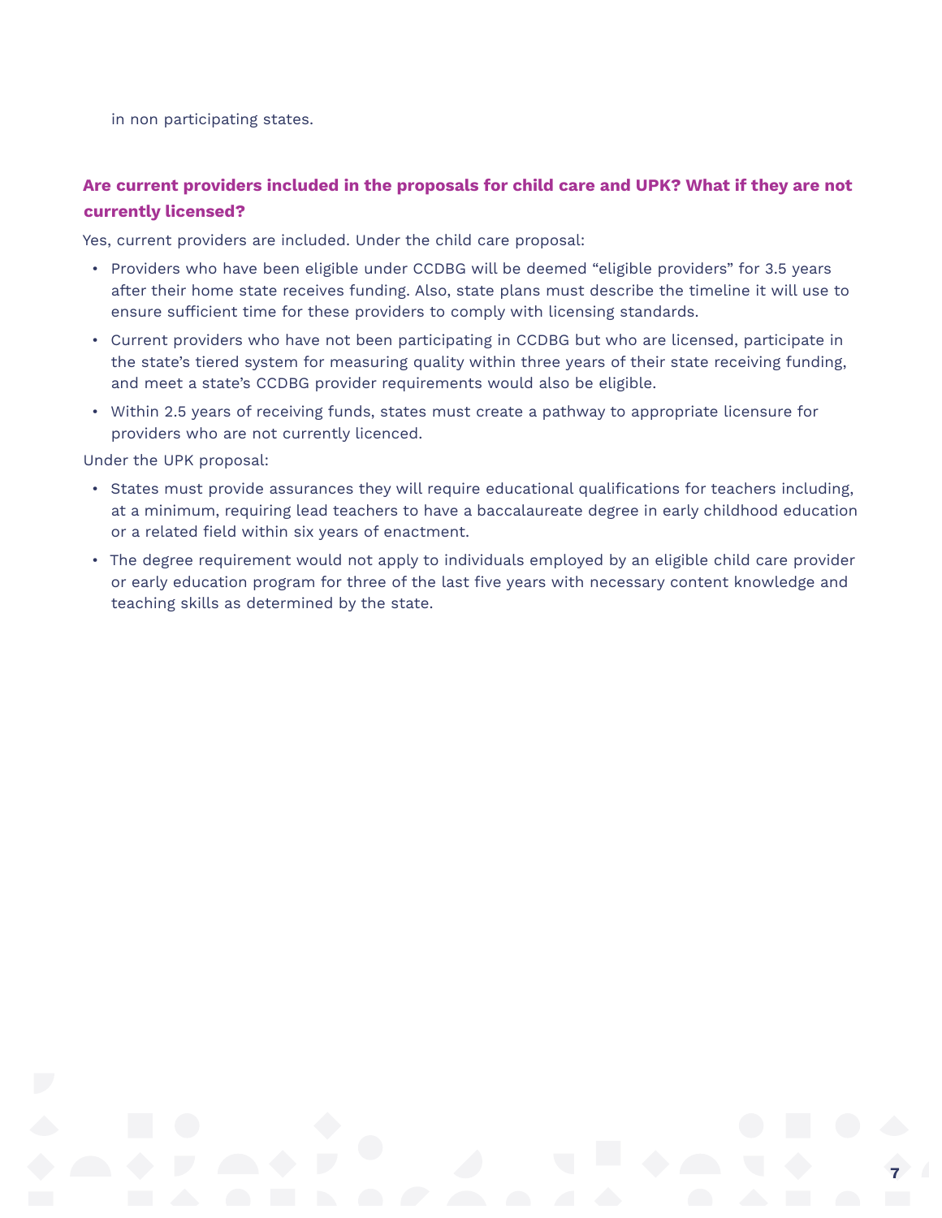in non participating states.

### Are current providers included in the proposals for child care and UPK? What if they are not currently licensed?

Yes, current providers are included. Under the child care proposal:

- Providers who have been eligible under CCDBG will be deemed "eligible providers" for 3.5 years after their home state receives funding. Also, state plans must describe the timeline it will use to ensure sufficient time for these providers to comply with licensing standards.
- Current providers who have not been participating in CCDBG but who are licensed, participate in the state's tiered system for measuring quality within three years of their state receiving funding, and meet a state's CCDBG provider requirements would also be eligible.
- Within 2.5 years of receiving funds, states must create a pathway to appropriate licensure for providers who are not currently licenced.

Under the UPK proposal:

- States must provide assurances they will require educational qualifications for teachers including, at a minimum, requiring lead teachers to have a baccalaureate degree in early childhood education or a related field within six years of enactment.
- The degree requirement would not apply to individuals employed by an eligible child care provider or early education program for three of the last five years with necessary content knowledge and teaching skills as determined by the state.